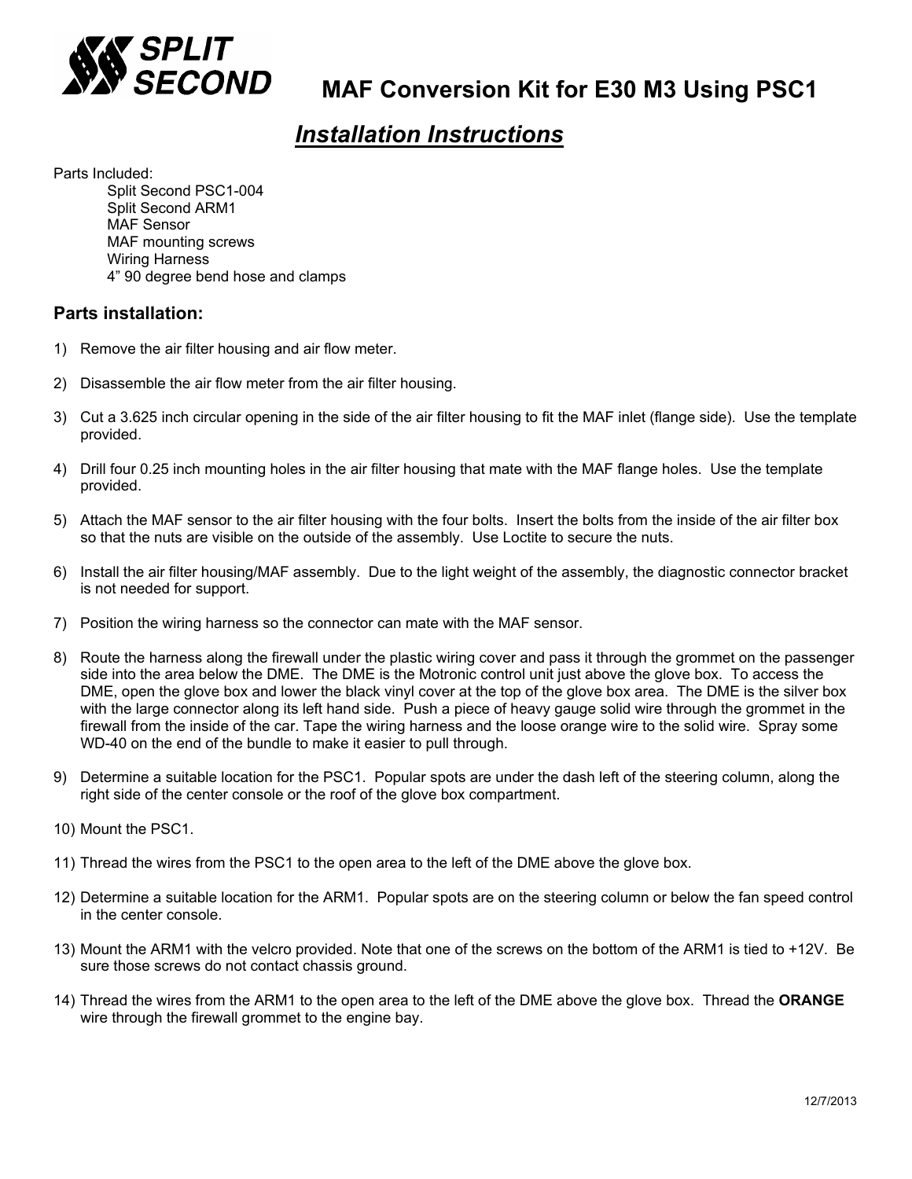# MAF Conversion Kit for E30 M3 Using PSC1

## *Installation Instructions*

Parts Included:

- Split Second PSC1-004
- Split Second ARM1
- MAF Sensor
- MAF mounting screws
- Wiring Harness
- 4” 90 degree bend hose and clamps

### Parts installation:

1) Remove the air filter housing and air flow meter.

2) Disassemble the air flow meter from the air filter housing.

3) Cut a 3.625 inch circular opening in the side of the air filter housing to fit the MAF inlet (flange side). Use the template provided.

4) Drill four 0.25 inch mounting holes in the air filter housing that mate with the MAF flange holes. Use the template provided.

5) Attach the MAF sensor to the air filter housing with the four bolts. Insert the bolts from the inside of the air filter box so that the nuts are visible on the outside of the assembly. Use Loctite to secure the nuts.

6) Install the air filter housing/MAF assembly. Due to the light weight of the assembly, the diagnostic connector bracket is not needed for support.

7) Position the wiring harness so the connector can mate with the MAF sensor.

8) Route the harness along the firewall under the plastic wiring cover and pass it through the grommet on the passenger side into the area below the DME. The DME is the Motronic control unit just above the glove box. To access the DME, open the glove box and lower the black vinyl cover at the top of the glove box area. The DME is the silver box with the large connector along its left hand side. Push a piece of heavy gauge solid wire through the grommet in the firewall from the inside of the car. Tape the wiring harness and the loose orange wire to the solid wire. Spray some WD-40 on the end of the bundle to make it easier to pull through.

9) Determine a suitable location for the PSC1. Popular spots are under the dash left of the steering column, along the right side of the center console or the roof of the glove box compartment.

10) Mount the PSC1.

11) Thread the wires from the PSC1 to the open area to the left of the DME above the glove box.

12) Determine a suitable location for the ARM1. Popular spots are on the steering column or below the fan speed control in the center console.

13) Mount the ARM1 with the velcro provided. Note that one of the screws on the bottom of the ARM1 is tied to +12V. Be sure those screws do not contact chassis ground.

14) Thread the wires from the ARM1 to the open area to the left of the DME above the glove box. Thread the **ORANGE** wire through the firewall grommet to the engine bay.

12/7/2013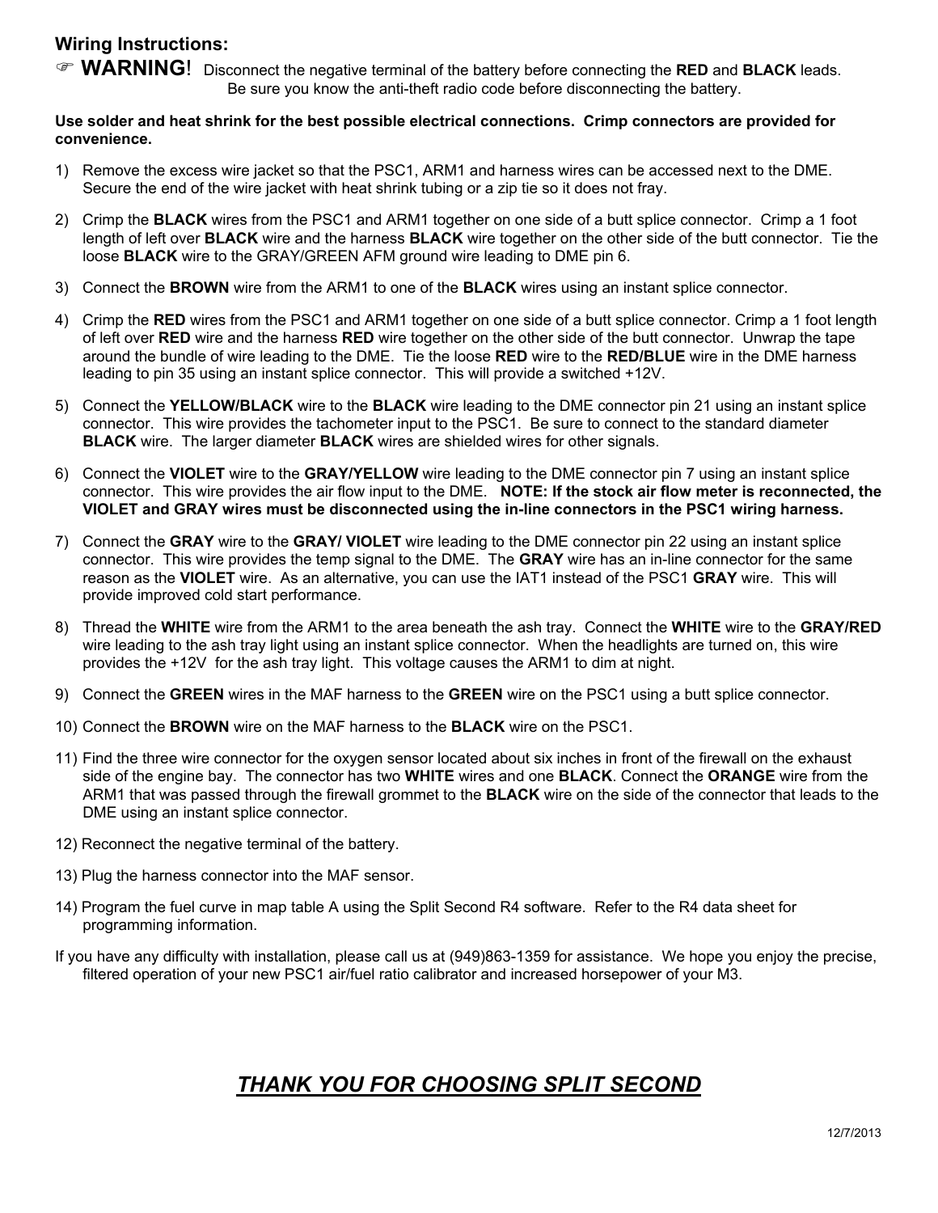**Wiring Instructions:**

☞ **WARNING**! Disconnect the negative terminal of the battery before connecting the **RED** and **BLACK** leads.
Be sure you know the anti-theft radio code before disconnecting the battery.

**Use solder and heat shrink for the best possible electrical connections. Crimp connectors are provided for convenience.**

1) Remove the excess wire jacket so that the PSC1, ARM1 and harness wires can be accessed next to the DME. Secure the end of the wire jacket with heat shrink tubing or a zip tie so it does not fray.

2) Crimp the **BLACK** wires from the PSC1 and ARM1 together on one side of a butt splice connector. Crimp a 1 foot length of left over **BLACK** wire and the harness **BLACK** wire together on the other side of the butt connector. Tie the loose **BLACK** wire to the GRAY/GREEN AFM ground wire leading to DME pin 6.

3) Connect the **BROWN** wire from the ARM1 to one of the **BLACK** wires using an instant splice connector.

4) Crimp the **RED** wires from the PSC1 and ARM1 together on one side of a butt splice connector. Crimp a 1 foot length of left over **RED** wire and the harness **RED** wire together on the other side of the butt connector. Unwrap the tape around the bundle of wire leading to the DME. Tie the loose **RED** wire to the **RED/BLUE** wire in the DME harness leading to pin 35 using an instant splice connector. This will provide a switched +12V.

5) Connect the **YELLOW/BLACK** wire to the **BLACK** wire leading to the DME connector pin 21 using an instant splice connector. This wire provides the tachometer input to the PSC1. Be sure to connect to the standard diameter **BLACK** wire. The larger diameter **BLACK** wires are shielded wires for other signals.

6) Connect the **VIOLET** wire to the **GRAY/YELLOW** wire leading to the DME connector pin 7 using an instant splice connector. This wire provides the air flow input to the DME. **NOTE: If the stock air flow meter is reconnected, the VIOLET and GRAY wires must be disconnected using the in-line connectors in the PSC1 wiring harness.**

7) Connect the **GRAY** wire to the **GRAY/ VIOLET** wire leading to the DME connector pin 22 using an instant splice connector. This wire provides the temp signal to the DME. The **GRAY** wire has an in-line connector for the same reason as the **VIOLET** wire. As an alternative, you can use the IAT1 instead of the PSC1 **GRAY** wire. This will provide improved cold start performance.

8) Thread the **WHITE** wire from the ARM1 to the area beneath the ash tray. Connect the **WHITE** wire to the **GRAY/RED** wire leading to the ash tray light using an instant splice connector. When the headlights are turned on, this wire provides the +12V for the ash tray light. This voltage causes the ARM1 to dim at night.

9) Connect the **GREEN** wires in the MAF harness to the **GREEN** wire on the PSC1 using a butt splice connector.

10) Connect the **BROWN** wire on the MAF harness to the **BLACK** wire on the PSC1.

11) Find the three wire connector for the oxygen sensor located about six inches in front of the firewall on the exhaust side of the engine bay. The connector has two **WHITE** wires and one **BLACK**. Connect the **ORANGE** wire from the ARM1 that was passed through the firewall grommet to the **BLACK** wire on the side of the connector that leads to the DME using an instant splice connector.

12) Reconnect the negative terminal of the battery.

13) Plug the harness connector into the MAF sensor.

14) Program the fuel curve in map table A using the Split Second R4 software. Refer to the R4 data sheet for programming information.

If you have any difficulty with installation, please call us at (949)863-1359 for assistance. We hope you enjoy the precise, filtered operation of your new PSC1 air/fuel ratio calibrator and increased horsepower of your M3.

***THANK YOU FOR CHOOSING SPLIT SECOND***

12/7/2013